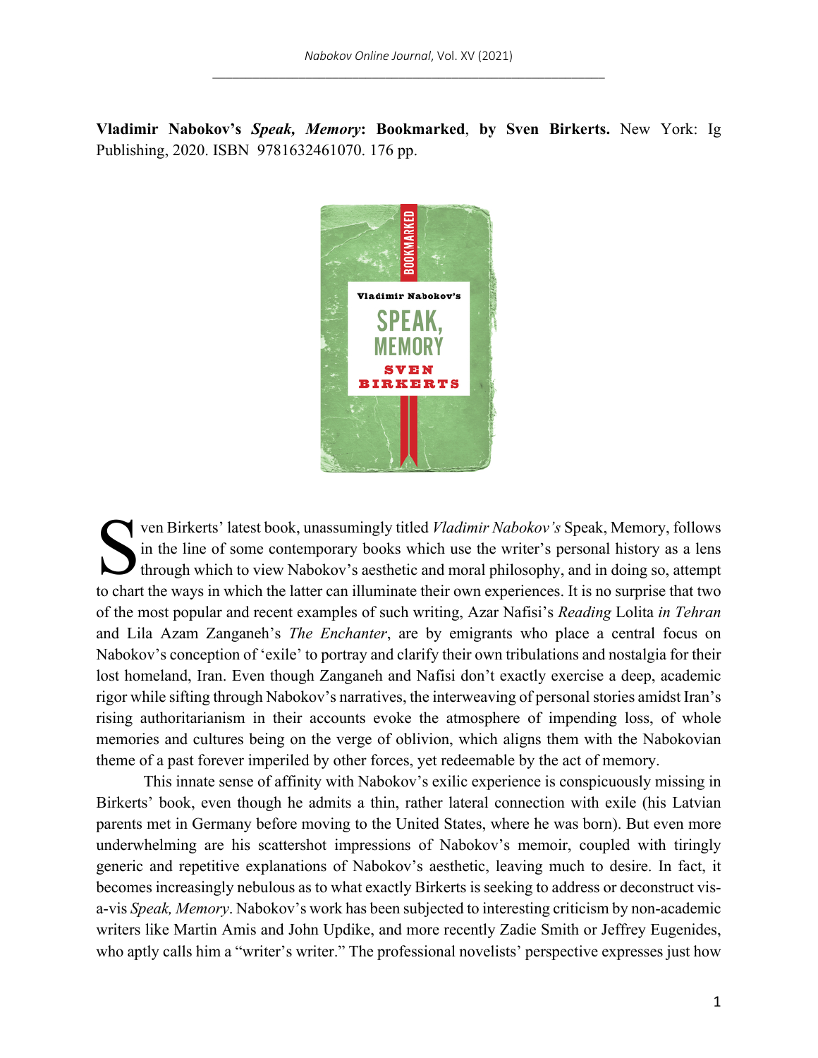**Vladimir Nabokov's *Speak, Memory*: Bookmarked, by Sven Birkerts.** New York: Ig Publishing, 2020. ISBN 9781632461070. 176 pp.

Sven Birkerts' latest book, unassumingly titled *Vladimir Nabokov's* Speak, Memory, follows in the line of some contemporary books which use the writer's personal history as a lens through which to view Nabokov's aesthetic and moral philosophy, and in doing so, attempt to chart the ways in which the latter can illuminate their own experiences. It is no surprise that two of the most popular and recent examples of such writing, Azar Nafisi's *Reading* Lolita *in Tehran* and Lila Azam Zanganeh's *The Enchanter*, are by emigrants who place a central focus on Nabokov's conception of 'exile' to portray and clarify their own tribulations and nostalgia for their lost homeland, Iran. Even though Zanganeh and Nafisi don't exactly exercise a deep, academic rigor while sifting through Nabokov's narratives, the interweaving of personal stories amidst Iran's rising authoritarianism in their accounts evoke the atmosphere of impending loss, of whole memories and cultures being on the verge of oblivion, which aligns them with the Nabokovian theme of a past forever imperiled by other forces, yet redeemable by the act of memory.

This innate sense of affinity with Nabokov's exilic experience is conspicuously missing in Birkerts' book, even though he admits a thin, rather lateral connection with exile (his Latvian parents met in Germany before moving to the United States, where he was born). But even more underwhelming are his scattershot impressions of Nabokov's memoir, coupled with tiringly generic and repetitive explanations of Nabokov's aesthetic, leaving much to desire. In fact, it becomes increasingly nebulous as to what exactly Birkerts is seeking to address or deconstruct vis-a-vis *Speak, Memory*. Nabokov's work has been subjected to interesting criticism by non-academic writers like Martin Amis and John Updike, and more recently Zadie Smith or Jeffrey Eugenides, who aptly calls him a "writer's writer." The professional novelists' perspective expresses just how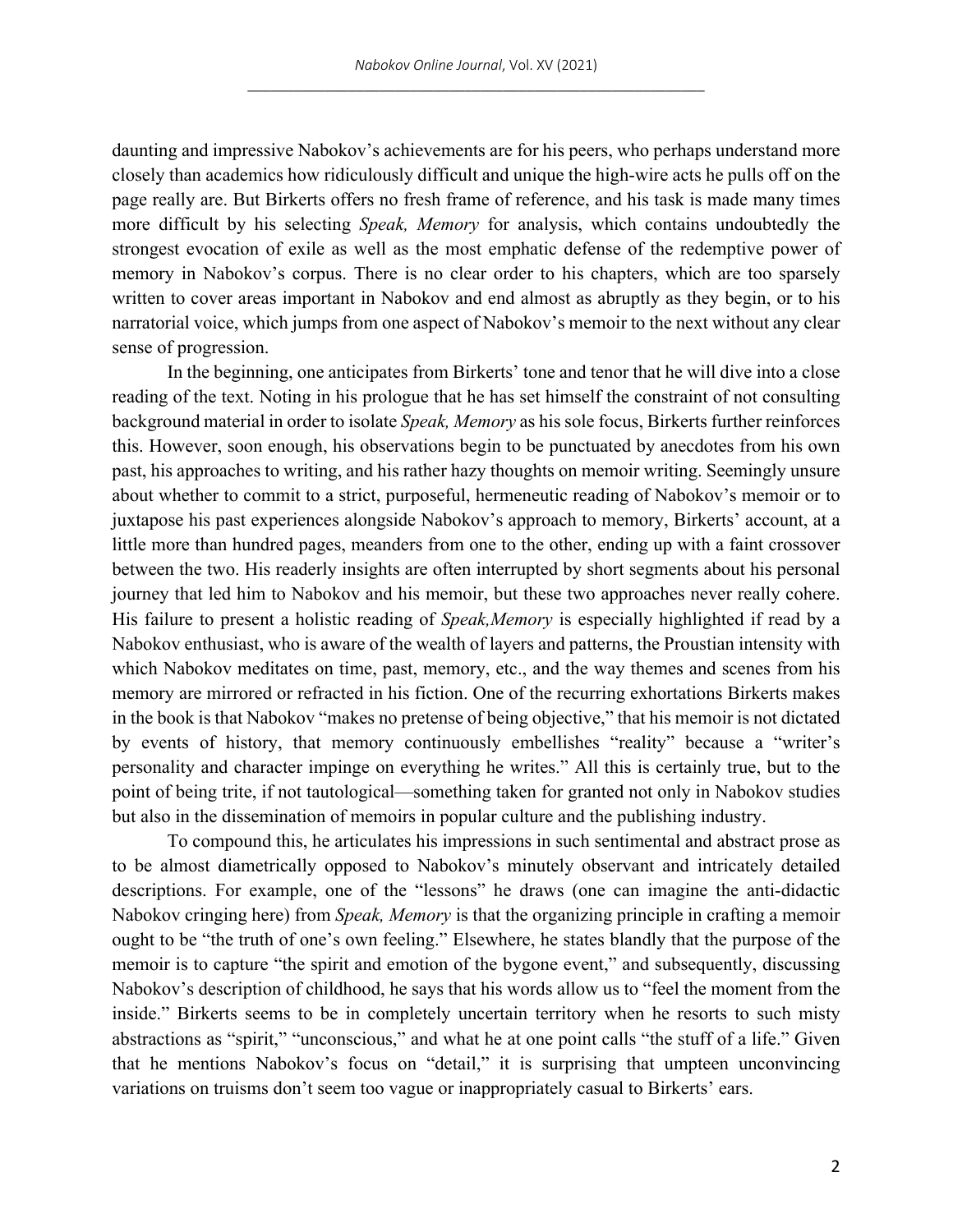daunting and impressive Nabokov's achievements are for his peers, who perhaps understand more closely than academics how ridiculously difficult and unique the high-wire acts he pulls off on the page really are. But Birkerts offers no fresh frame of reference, and his task is made many times more difficult by his selecting *Speak, Memory* for analysis, which contains undoubtedly the strongest evocation of exile as well as the most emphatic defense of the redemptive power of memory in Nabokov's corpus. There is no clear order to his chapters, which are too sparsely written to cover areas important in Nabokov and end almost as abruptly as they begin, or to his narratorial voice, which jumps from one aspect of Nabokov's memoir to the next without any clear sense of progression.

In the beginning, one anticipates from Birkerts' tone and tenor that he will dive into a close reading of the text. Noting in his prologue that he has set himself the constraint of not consulting background material in order to isolate *Speak, Memory* as his sole focus, Birkerts further reinforces this. However, soon enough, his observations begin to be punctuated by anecdotes from his own past, his approaches to writing, and his rather hazy thoughts on memoir writing. Seemingly unsure about whether to commit to a strict, purposeful, hermeneutic reading of Nabokov's memoir or to juxtapose his past experiences alongside Nabokov's approach to memory, Birkerts' account, at a little more than hundred pages, meanders from one to the other, ending up with a faint crossover between the two. His readerly insights are often interrupted by short segments about his personal journey that led him to Nabokov and his memoir, but these two approaches never really cohere. His failure to present a holistic reading of *Speak,Memory* is especially highlighted if read by a Nabokov enthusiast, who is aware of the wealth of layers and patterns, the Proustian intensity with which Nabokov meditates on time, past, memory, etc., and the way themes and scenes from his memory are mirrored or refracted in his fiction. One of the recurring exhortations Birkerts makes in the book is that Nabokov "makes no pretense of being objective," that his memoir is not dictated by events of history, that memory continuously embellishes "reality" because a "writer's personality and character impinge on everything he writes." All this is certainly true, but to the point of being trite, if not tautological—something taken for granted not only in Nabokov studies but also in the dissemination of memoirs in popular culture and the publishing industry.

To compound this, he articulates his impressions in such sentimental and abstract prose as to be almost diametrically opposed to Nabokov's minutely observant and intricately detailed descriptions. For example, one of the "lessons" he draws (one can imagine the anti-didactic Nabokov cringing here) from *Speak, Memory* is that the organizing principle in crafting a memoir ought to be "the truth of one's own feeling." Elsewhere, he states blandly that the purpose of the memoir is to capture "the spirit and emotion of the bygone event," and subsequently, discussing Nabokov's description of childhood, he says that his words allow us to "feel the moment from the inside." Birkerts seems to be in completely uncertain territory when he resorts to such misty abstractions as "spirit," "unconscious," and what he at one point calls "the stuff of a life." Given that he mentions Nabokov's focus on "detail," it is surprising that umpteen unconvincing variations on truisms don't seem too vague or inappropriately casual to Birkerts' ears.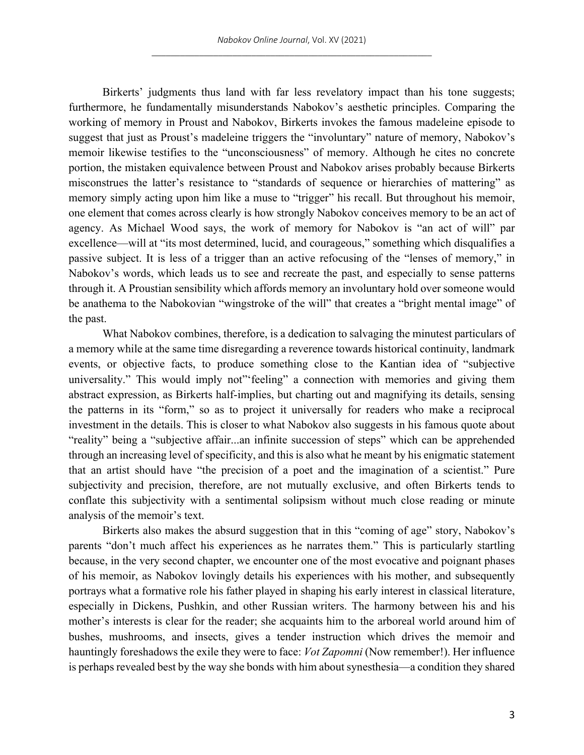Birkerts' judgments thus land with far less revelatory impact than his tone suggests; furthermore, he fundamentally misunderstands Nabokov's aesthetic principles. Comparing the working of memory in Proust and Nabokov, Birkerts invokes the famous madeleine episode to suggest that just as Proust's madeleine triggers the "involuntary" nature of memory, Nabokov's memoir likewise testifies to the "unconsciousness" of memory. Although he cites no concrete portion, the mistaken equivalence between Proust and Nabokov arises probably because Birkerts misconstrues the latter's resistance to "standards of sequence or hierarchies of mattering" as memory simply acting upon him like a muse to "trigger" his recall. But throughout his memoir, one element that comes across clearly is how strongly Nabokov conceives memory to be an act of agency. As Michael Wood says, the work of memory for Nabokov is "an act of will" par excellence—will at "its most determined, lucid, and courageous," something which disqualifies a passive subject. It is less of a trigger than an active refocusing of the "lenses of memory," in Nabokov's words, which leads us to see and recreate the past, and especially to sense patterns through it. A Proustian sensibility which affords memory an involuntary hold over someone would be anathema to the Nabokovian "wingstroke of the will" that creates a "bright mental image" of the past.

What Nabokov combines, therefore, is a dedication to salvaging the minutest particulars of a memory while at the same time disregarding a reverence towards historical continuity, landmark events, or objective facts, to produce something close to the Kantian idea of "subjective universality." This would imply not"'feeling" a connection with memories and giving them abstract expression, as Birkerts half-implies, but charting out and magnifying its details, sensing the patterns in its "form," so as to project it universally for readers who make a reciprocal investment in the details. This is closer to what Nabokov also suggests in his famous quote about "reality" being a "subjective affair...an infinite succession of steps" which can be apprehended through an increasing level of specificity, and this is also what he meant by his enigmatic statement that an artist should have "the precision of a poet and the imagination of a scientist." Pure subjectivity and precision, therefore, are not mutually exclusive, and often Birkerts tends to conflate this subjectivity with a sentimental solipsism without much close reading or minute analysis of the memoir's text.

Birkerts also makes the absurd suggestion that in this "coming of age" story, Nabokov's parents "don't much affect his experiences as he narrates them." This is particularly startling because, in the very second chapter, we encounter one of the most evocative and poignant phases of his memoir, as Nabokov lovingly details his experiences with his mother, and subsequently portrays what a formative role his father played in shaping his early interest in classical literature, especially in Dickens, Pushkin, and other Russian writers. The harmony between his and his mother's interests is clear for the reader; she acquaints him to the arboreal world around him of bushes, mushrooms, and insects, gives a tender instruction which drives the memoir and hauntingly foreshadows the exile they were to face: *Vot Zapomni* (Now remember!). Her influence is perhaps revealed best by the way she bonds with him about synesthesia—a condition they shared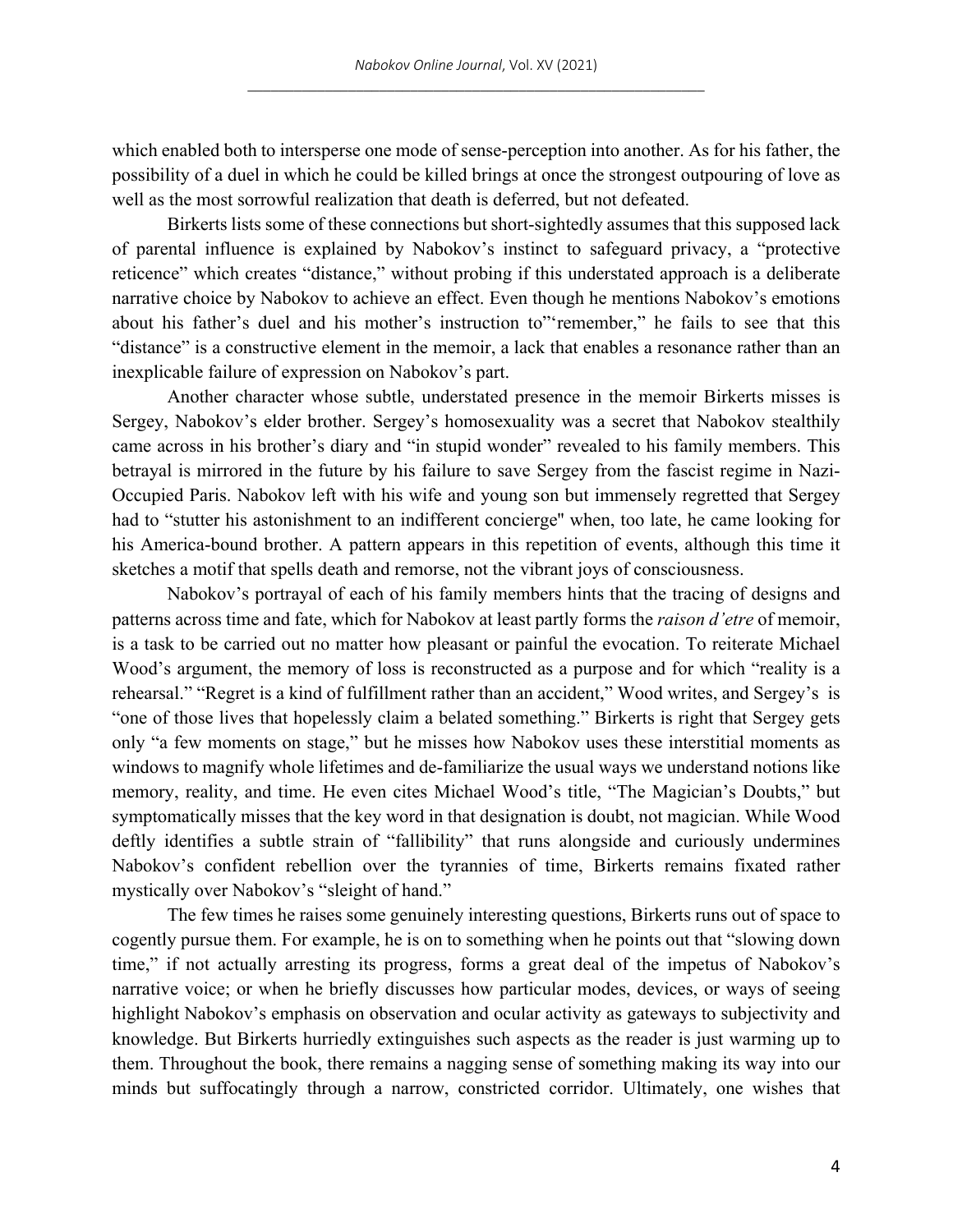which enabled both to intersperse one mode of sense-perception into another. As for his father, the possibility of a duel in which he could be killed brings at once the strongest outpouring of love as well as the most sorrowful realization that death is deferred, but not defeated.

Birkerts lists some of these connections but short-sightedly assumes that this supposed lack of parental influence is explained by Nabokov's instinct to safeguard privacy, a "protective reticence" which creates "distance," without probing if this understated approach is a deliberate narrative choice by Nabokov to achieve an effect. Even though he mentions Nabokov's emotions about his father's duel and his mother's instruction to"'remember," he fails to see that this "distance" is a constructive element in the memoir, a lack that enables a resonance rather than an inexplicable failure of expression on Nabokov's part.

Another character whose subtle, understated presence in the memoir Birkerts misses is Sergey, Nabokov's elder brother. Sergey's homosexuality was a secret that Nabokov stealthily came across in his brother's diary and "in stupid wonder" revealed to his family members. This betrayal is mirrored in the future by his failure to save Sergey from the fascist regime in Nazi-Occupied Paris. Nabokov left with his wife and young son but immensely regretted that Sergey had to "stutter his astonishment to an indifferent concierge" when, too late, he came looking for his America-bound brother. A pattern appears in this repetition of events, although this time it sketches a motif that spells death and remorse, not the vibrant joys of consciousness.

Nabokov's portrayal of each of his family members hints that the tracing of designs and patterns across time and fate, which for Nabokov at least partly forms the *raison d'etre* of memoir, is a task to be carried out no matter how pleasant or painful the evocation. To reiterate Michael Wood's argument, the memory of loss is reconstructed as a purpose and for which "reality is a rehearsal." "Regret is a kind of fulfillment rather than an accident," Wood writes, and Sergey's is "one of those lives that hopelessly claim a belated something." Birkerts is right that Sergey gets only "a few moments on stage," but he misses how Nabokov uses these interstitial moments as windows to magnify whole lifetimes and de-familiarize the usual ways we understand notions like memory, reality, and time. He even cites Michael Wood's title, "The Magician's Doubts," but symptomatically misses that the key word in that designation is doubt, not magician. While Wood deftly identifies a subtle strain of "fallibility" that runs alongside and curiously undermines Nabokov's confident rebellion over the tyrannies of time, Birkerts remains fixated rather mystically over Nabokov's "sleight of hand."

The few times he raises some genuinely interesting questions, Birkerts runs out of space to cogently pursue them. For example, he is on to something when he points out that "slowing down time," if not actually arresting its progress, forms a great deal of the impetus of Nabokov's narrative voice; or when he briefly discusses how particular modes, devices, or ways of seeing highlight Nabokov's emphasis on observation and ocular activity as gateways to subjectivity and knowledge. But Birkerts hurriedly extinguishes such aspects as the reader is just warming up to them. Throughout the book, there remains a nagging sense of something making its way into our minds but suffocatingly through a narrow, constricted corridor. Ultimately, one wishes that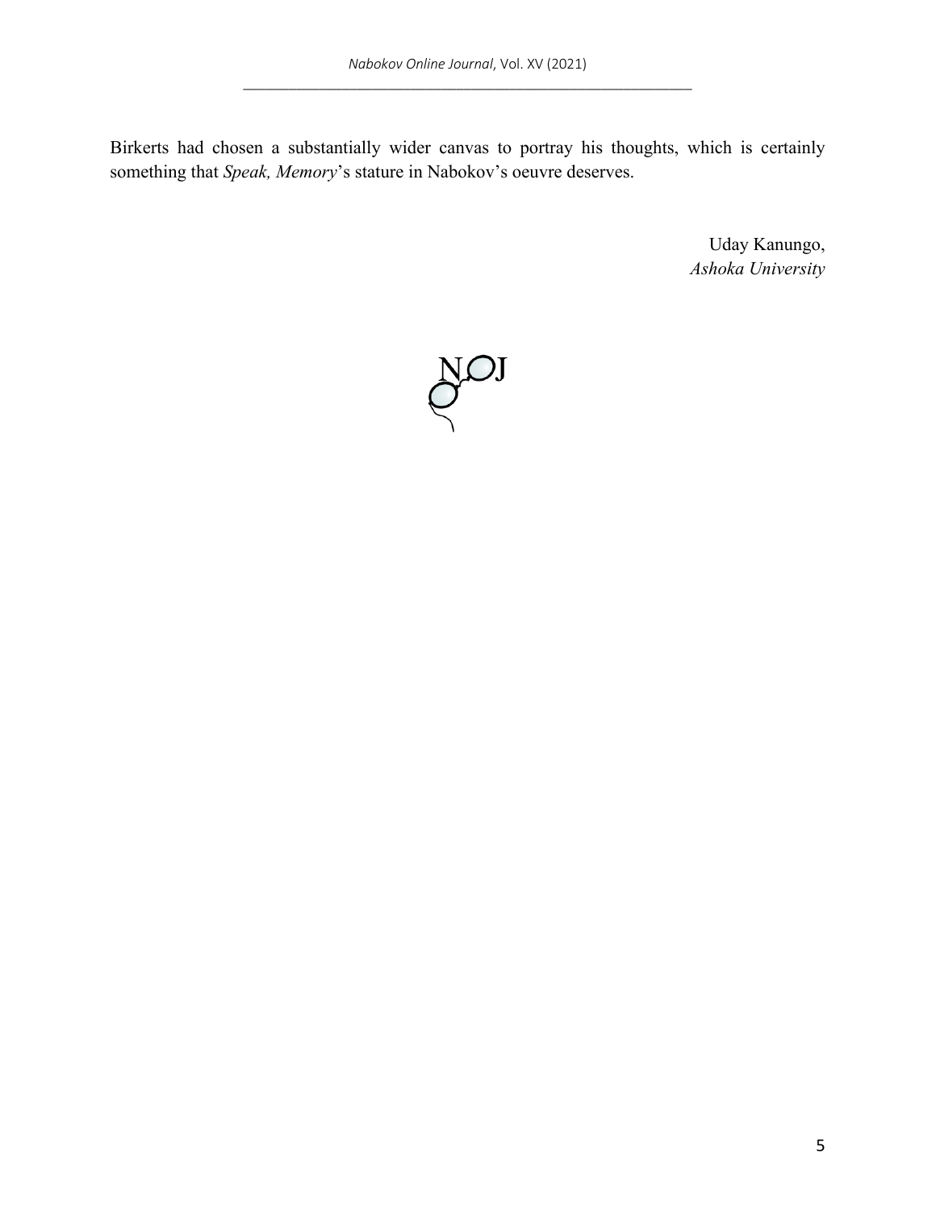Birkerts had chosen a substantially wider canvas to portray his thoughts, which is certainly something that *Speak, Memory*'s stature in Nabokov's oeuvre deserves.

Uday Kanungo,
*Ashoka University*